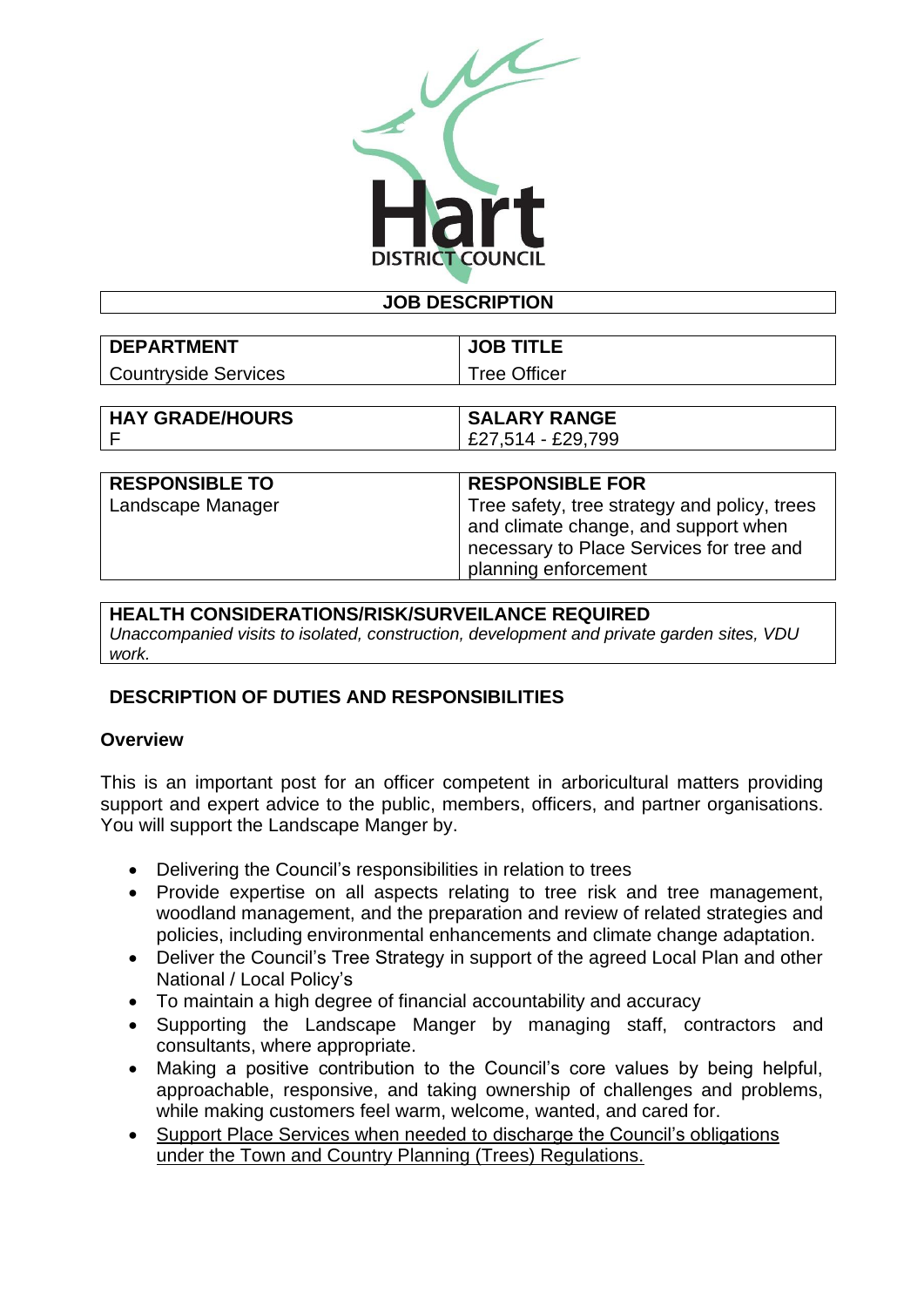Hart
DISTRICT COUNCIL

# JOB DESCRIPTION

| DEPARTMENT | JOB TITLE |
|---|---|
| Countryside Services | Tree Officer |

| HAY GRADE/HOURS | SALARY RANGE |
|---|---|
| F | £27,514 - £29,799 |

| RESPONSIBLE TO | RESPONSIBLE FOR |
|---|---|
| Landscape Manager | Tree safety, tree strategy and policy, trees and climate change, and support when necessary to Place Services for tree and planning enforcement |

**HEALTH CONSIDERATIONS/RISK/SURVEILANCE REQUIRED**
*Unaccompanied visits to isolated, construction, development and private garden sites, VDU work.*

## DESCRIPTION OF DUTIES AND RESPONSIBILITIES

### Overview

This is an important post for an officer competent in arboricultural matters providing support and expert advice to the public, members, officers, and partner organisations. You will support the Landscape Manger by.

- Delivering the Council's responsibilities in relation to trees
- Provide expertise on all aspects relating to tree risk and tree management, woodland management, and the preparation and review of related strategies and policies, including environmental enhancements and climate change adaptation.
- Deliver the Council's Tree Strategy in support of the agreed Local Plan and other National / Local Policy's
- To maintain a high degree of financial accountability and accuracy
- Supporting the Landscape Manger by managing staff, contractors and consultants, where appropriate.
- Making a positive contribution to the Council's core values by being helpful, approachable, responsive, and taking ownership of challenges and problems, while making customers feel warm, welcome, wanted, and cared for.
- <u>Support Place Services when needed to discharge the Council's obligations under the Town and Country Planning (Trees) Regulations.</u>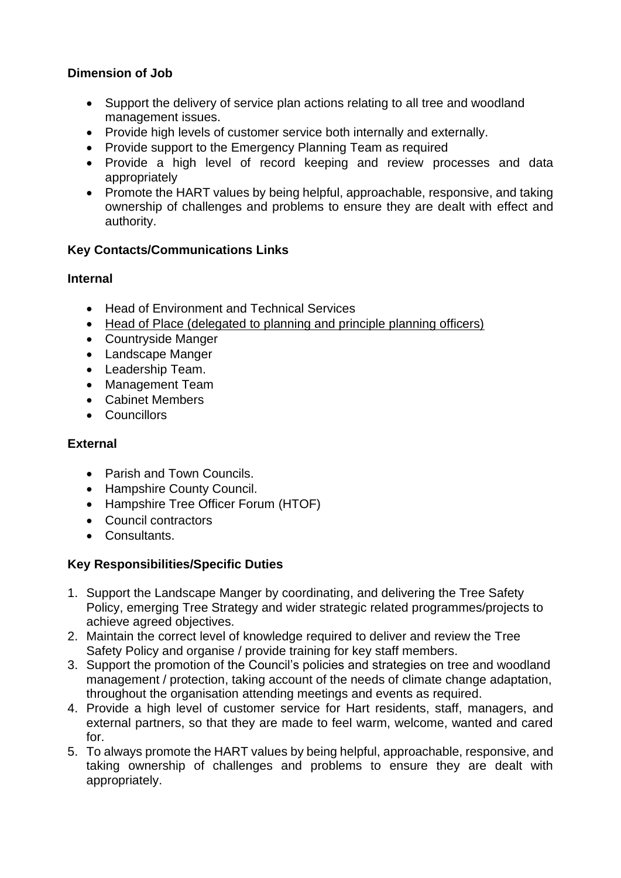**Dimension of Job**

- Support the delivery of service plan actions relating to all tree and woodland management issues.
- Provide high levels of customer service both internally and externally.
- Provide support to the Emergency Planning Team as required
- Provide a high level of record keeping and review processes and data appropriately
- Promote the HART values by being helpful, approachable, responsive, and taking ownership of challenges and problems to ensure they are dealt with effect and authority.

**Key Contacts/Communications Links**

**Internal**

- Head of Environment and Technical Services
- <u>Head of Place (delegated to planning and principle planning officers)</u>
- Countryside Manger
- Landscape Manger
- Leadership Team.
- Management Team
- Cabinet Members
- Councillors

**External**

- Parish and Town Councils.
- Hampshire County Council.
- Hampshire Tree Officer Forum (HTOF)
- Council contractors
- Consultants.

**Key Responsibilities/Specific Duties**

1. Support the Landscape Manger by coordinating, and delivering the Tree Safety Policy, emerging Tree Strategy and wider strategic related programmes/projects to achieve agreed objectives.
2. Maintain the correct level of knowledge required to deliver and review the Tree Safety Policy and organise / provide training for key staff members.
3. Support the promotion of the Council's policies and strategies on tree and woodland management / protection, taking account of the needs of climate change adaptation, throughout the organisation attending meetings and events as required.
4. Provide a high level of customer service for Hart residents, staff, managers, and external partners, so that they are made to feel warm, welcome, wanted and cared for.
5. To always promote the HART values by being helpful, approachable, responsive, and taking ownership of challenges and problems to ensure they are dealt with appropriately.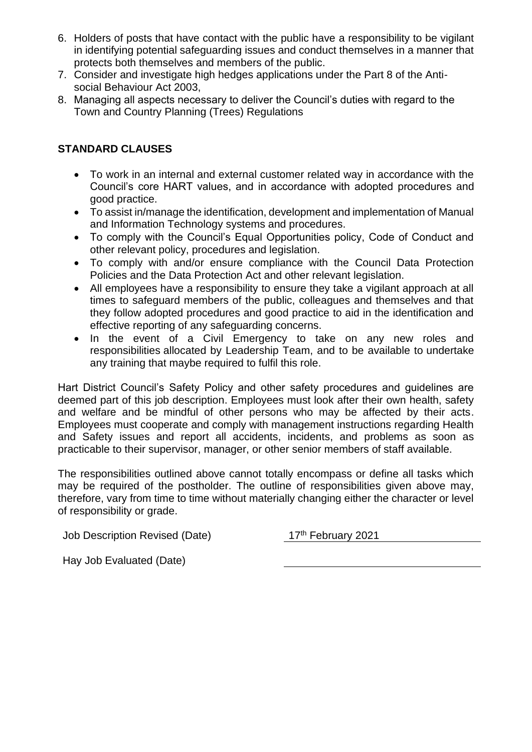6. Holders of posts that have contact with the public have a responsibility to be vigilant in identifying potential safeguarding issues and conduct themselves in a manner that protects both themselves and members of the public.
7. Consider and investigate high hedges applications under the Part 8 of the Anti-social Behaviour Act 2003,
8. Managing all aspects necessary to deliver the Council's duties with regard to the Town and Country Planning (Trees) Regulations

**STANDARD CLAUSES**

- To work in an internal and external customer related way in accordance with the Council's core HART values, and in accordance with adopted procedures and good practice.
- To assist in/manage the identification, development and implementation of Manual and Information Technology systems and procedures.
- To comply with the Council's Equal Opportunities policy, Code of Conduct and other relevant policy, procedures and legislation.
- To comply with and/or ensure compliance with the Council Data Protection Policies and the Data Protection Act and other relevant legislation.
- All employees have a responsibility to ensure they take a vigilant approach at all times to safeguard members of the public, colleagues and themselves and that they follow adopted procedures and good practice to aid in the identification and effective reporting of any safeguarding concerns.
- In the event of a Civil Emergency to take on any new roles and responsibilities allocated by Leadership Team, and to be available to undertake any training that maybe required to fulfil this role.

Hart District Council's Safety Policy and other safety procedures and guidelines are deemed part of this job description. Employees must look after their own health, safety and welfare and be mindful of other persons who may be affected by their acts. Employees must cooperate and comply with management instructions regarding Health and Safety issues and report all accidents, incidents, and problems as soon as practicable to their supervisor, manager, or other senior members of staff available.

The responsibilities outlined above cannot totally encompass or define all tasks which may be required of the postholder. The outline of responsibilities given above may, therefore, vary from time to time without materially changing either the character or level of responsibility or grade.

| | |
|---|---|
| Job Description Revised (Date) | 17th February 2021 |
| Hay Job Evaluated (Date) | |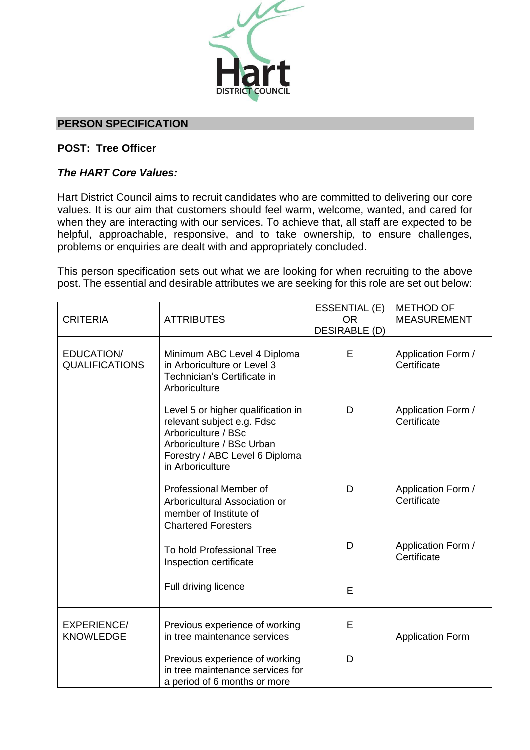## PERSON SPECIFICATION

**POST: Tree Officer**

***The HART Core Values:***

Hart District Council aims to recruit candidates who are committed to delivering our core values. It is our aim that customers should feel warm, welcome, wanted, and cared for when they are interacting with our services. To achieve that, all staff are expected to be helpful, approachable, responsive, and to take ownership, to ensure challenges, problems or enquiries are dealt with and appropriately concluded.

This person specification sets out what we are looking for when recruiting to the above post. The essential and desirable attributes we are seeking for this role are set out below:

| CRITERIA | ATTRIBUTES | ESSENTIAL (E) OR DESIRABLE (D) | METHOD OF MEASUREMENT |
|---|---|---|---|
| EDUCATION/ QUALIFICATIONS | Minimum ABC Level 4 Diploma in Arboriculture or Level 3 Technician's Certificate in Arboriculture | E | Application Form / Certificate |
| | Level 5 or higher qualification in relevant subject e.g. Fdsc Arboriculture / BSc Arboriculture / BSc Urban Forestry / ABC Level 6 Diploma in Arboriculture | D | Application Form / Certificate |
| | Professional Member of Arboricultural Association or member of Institute of Chartered Foresters | D | Application Form / Certificate |
| | To hold Professional Tree Inspection certificate | D | Application Form / Certificate |
| | Full driving licence | E | |
| EXPERIENCE/ KNOWLEDGE | Previous experience of working in tree maintenance services | E | Application Form |
| | Previous experience of working in tree maintenance services for a period of 6 months or more | D | |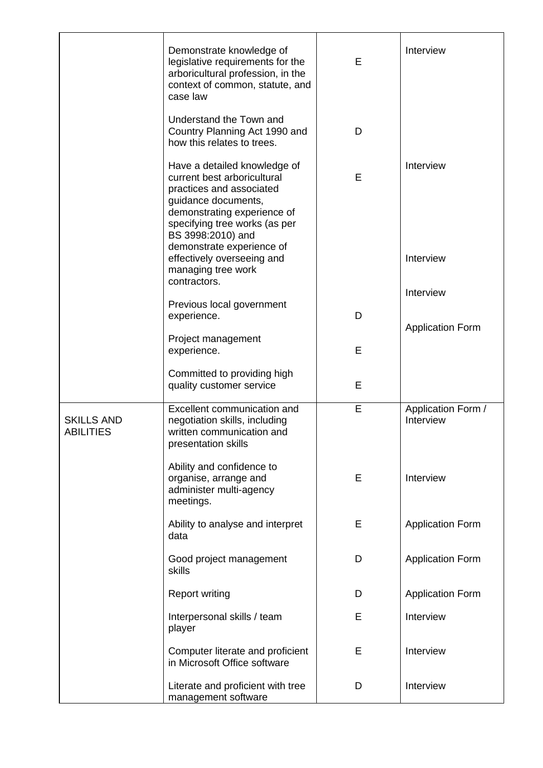| | | | |
|---|---|---|---|
| | Demonstrate knowledge of legislative requirements for the arboricultural profession, in the context of common, statute, and case law | E | Interview |
| | Understand the Town and Country Planning Act 1990 and how this relates to trees. | D | |
| | Have a detailed knowledge of current best arboricultural practices and associated guidance documents, demonstrating experience of specifying tree works (as per BS 3998:2010) and | E | Interview |
| | demonstrate experience of effectively overseeing and managing tree work contractors. | | Interview |
| | Previous local government experience. | D | Interview |
| | Project management experience. | E | Application Form |
| | Committed to providing high quality customer service | E | |
| SKILLS AND ABILITIES | Excellent communication and negotiation skills, including written communication and presentation skills | E | Application Form / Interview |
| | Ability and confidence to organise, arrange and administer multi-agency meetings. | E | Interview |
| | Ability to analyse and interpret data | E | Application Form |
| | Good project management skills | D | Application Form |
| | Report writing | D | Application Form |
| | Interpersonal skills / team player | E | Interview |
| | Computer literate and proficient in Microsoft Office software | E | Interview |
| | Literate and proficient with tree management software | D | Interview |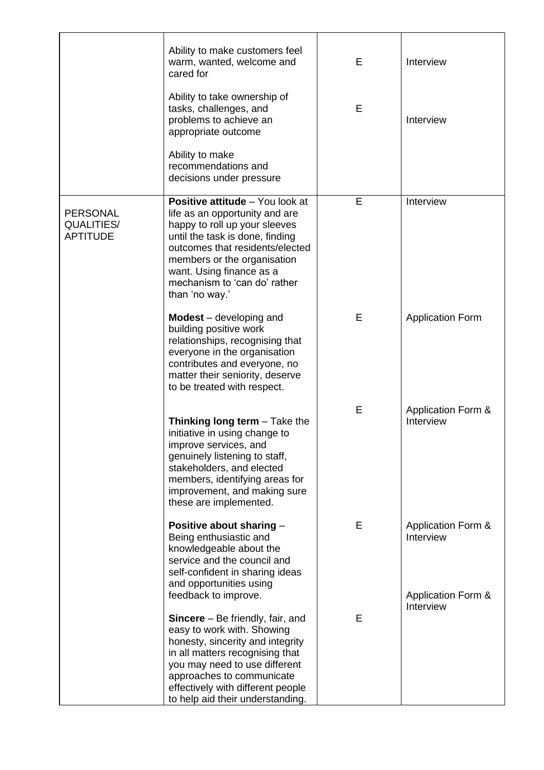| | | | |
|---|---|---|---|
| | Ability to make customers feel warm, wanted, welcome and cared for | E | Interview |
| | Ability to take ownership of tasks, challenges, and problems to achieve an appropriate outcome | E | Interview |
| | Ability to make recommendations and decisions under pressure | | |
| PERSONAL QUALITIES/ APTITUDE | **Positive attitude** – You look at life as an opportunity and are happy to roll up your sleeves until the task is done, finding outcomes that residents/elected members or the organisation want. Using finance as a mechanism to 'can do' rather than 'no way.' | E | Interview |
| | **Modest** – developing and building positive work relationships, recognising that everyone in the organisation contributes and everyone, no matter their seniority, deserve to be treated with respect. | E | Application Form |
| | **Thinking long term** – Take the initiative in using change to improve services, and genuinely listening to staff, stakeholders, and elected members, identifying areas for improvement, and making sure these are implemented. | E | Application Form & Interview |
| | **Positive about sharing** – Being enthusiastic and knowledgeable about the service and the council and self-confident in sharing ideas and opportunities using feedback to improve. | E | Application Form & Interview |
| | **Sincere** – Be friendly, fair, and easy to work with. Showing honesty, sincerity and integrity in all matters recognising that you may need to use different approaches to communicate effectively with different people to help aid their understanding. | E | Application Form & Interview |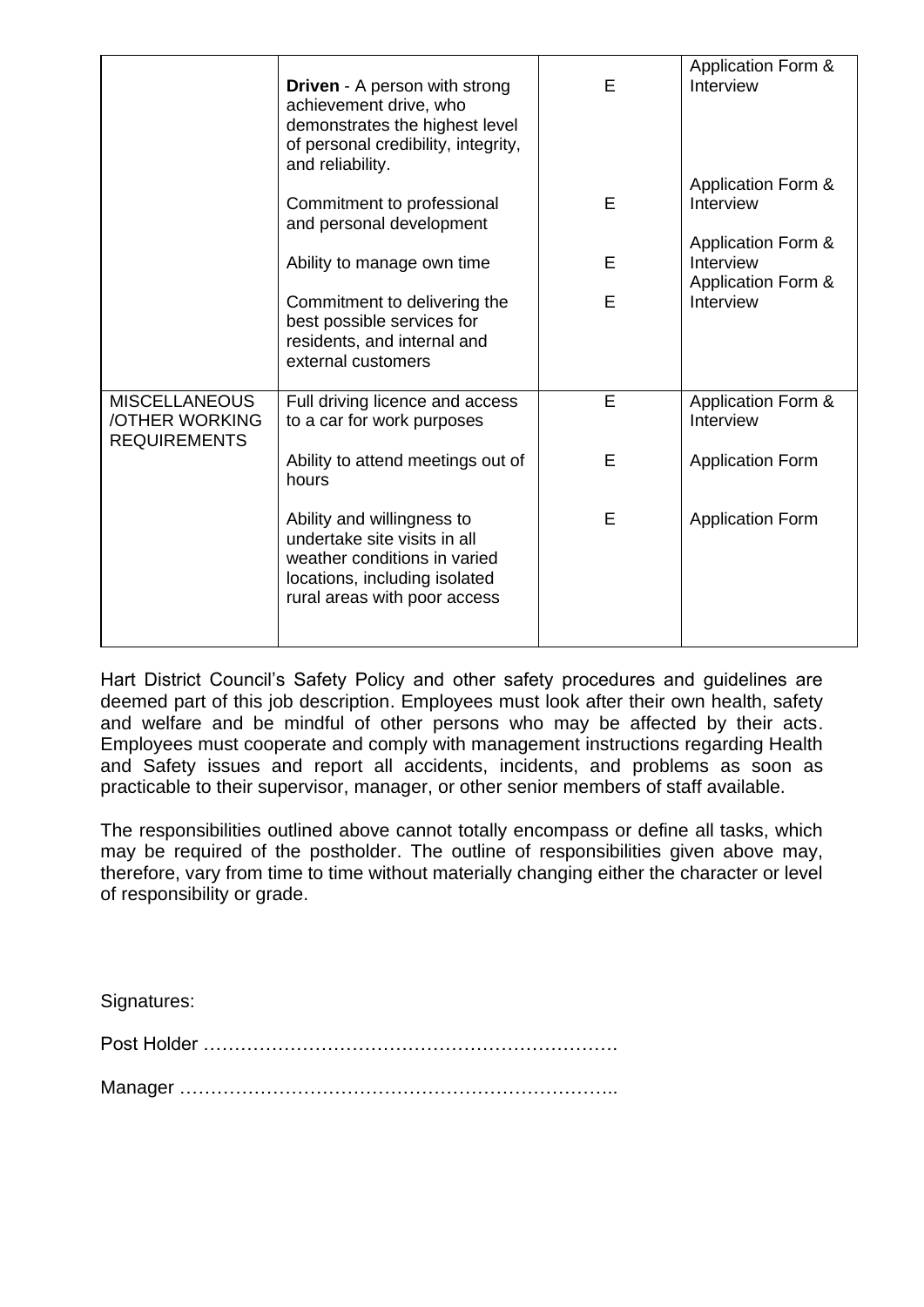| | | | |
|---|---|---|---|
| | **Driven** - A person with strong achievement drive, who demonstrates the highest level of personal credibility, integrity, and reliability. | E | Application Form & Interview |
| | Commitment to professional and personal development | E | Application Form & Interview |
| | Ability to manage own time | E | Application Form & Interview |
| | Commitment to delivering the best possible services for residents, and internal and external customers | E | Application Form & Interview |
| MISCELLANEOUS /OTHER WORKING REQUIREMENTS | Full driving licence and access to a car for work purposes | E | Application Form & Interview |
| | Ability to attend meetings out of hours | E | Application Form |
| | Ability and willingness to undertake site visits in all weather conditions in varied locations, including isolated rural areas with poor access | E | Application Form |

Hart District Council's Safety Policy and other safety procedures and guidelines are deemed part of this job description. Employees must look after their own health, safety and welfare and be mindful of other persons who may be affected by their acts. Employees must cooperate and comply with management instructions regarding Health and Safety issues and report all accidents, incidents, and problems as soon as practicable to their supervisor, manager, or other senior members of staff available.

The responsibilities outlined above cannot totally encompass or define all tasks, which may be required of the postholder. The outline of responsibilities given above may, therefore, vary from time to time without materially changing either the character or level of responsibility or grade.

Signatures:

Post Holder ………………………………………………………….

Manager ……………………………………………………………..